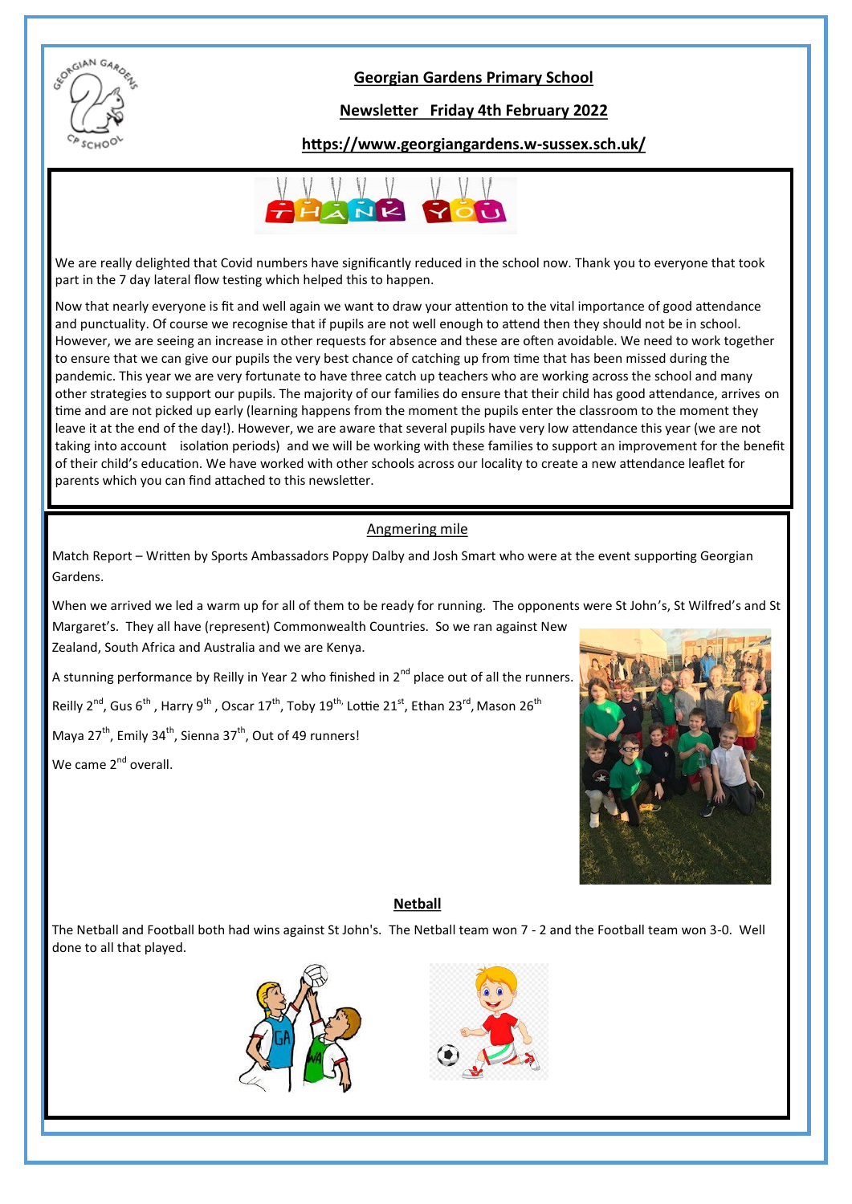# Georgian Gardens Primary School

## Newsletter Friday 4th February 2022

**https://www.georgiangardens.w-sussex.sch.uk/**

We are really delighted that Covid numbers have significantly reduced in the school now. Thank you to everyone that took part in the 7 day lateral flow testing which helped this to happen.

Now that nearly everyone is fit and well again we want to draw your attention to the vital importance of good attendance and punctuality. Of course we recognise that if pupils are not well enough to attend then they should not be in school. However, we are seeing an increase in other requests for absence and these are often avoidable. We need to work together to ensure that we can give our pupils the very best chance of catching up from time that has been missed during the pandemic. This year we are very fortunate to have three catch up teachers who are working across the school and many other strategies to support our pupils. The majority of our families do ensure that their child has good attendance, arrives on time and are not picked up early (learning happens from the moment the pupils enter the classroom to the moment they leave it at the end of the day!). However, we are aware that several pupils have very low attendance this year (we are not taking into account isolation periods) and we will be working with these families to support an improvement for the benefit of their child's education. We have worked with other schools across our locality to create a new attendance leaflet for parents which you can find attached to this newsletter.

## Angmering mile

Match Report – Written by Sports Ambassadors Poppy Dalby and Josh Smart who were at the event supporting Georgian Gardens.

When we arrived we led a warm up for all of them to be ready for running. The opponents were St John's, St Wilfred's and St Margaret's. They all have (represent) Commonwealth Countries. So we ran against New Zealand, South Africa and Australia and we are Kenya.

A stunning performance by Reilly in Year 2 who finished in 2nd place out of all the runners.

Reilly 2nd, Gus 6th, Harry 9th, Oscar 17th, Toby 19th, Lottie 21st, Ethan 23rd, Mason 26th

Maya 27th, Emily 34th, Sienna 37th, Out of 49 runners!

We came 2nd overall.

## Netball

The Netball and Football both had wins against St John's. The Netball team won 7 - 2 and the Football team won 3-0. Well done to all that played.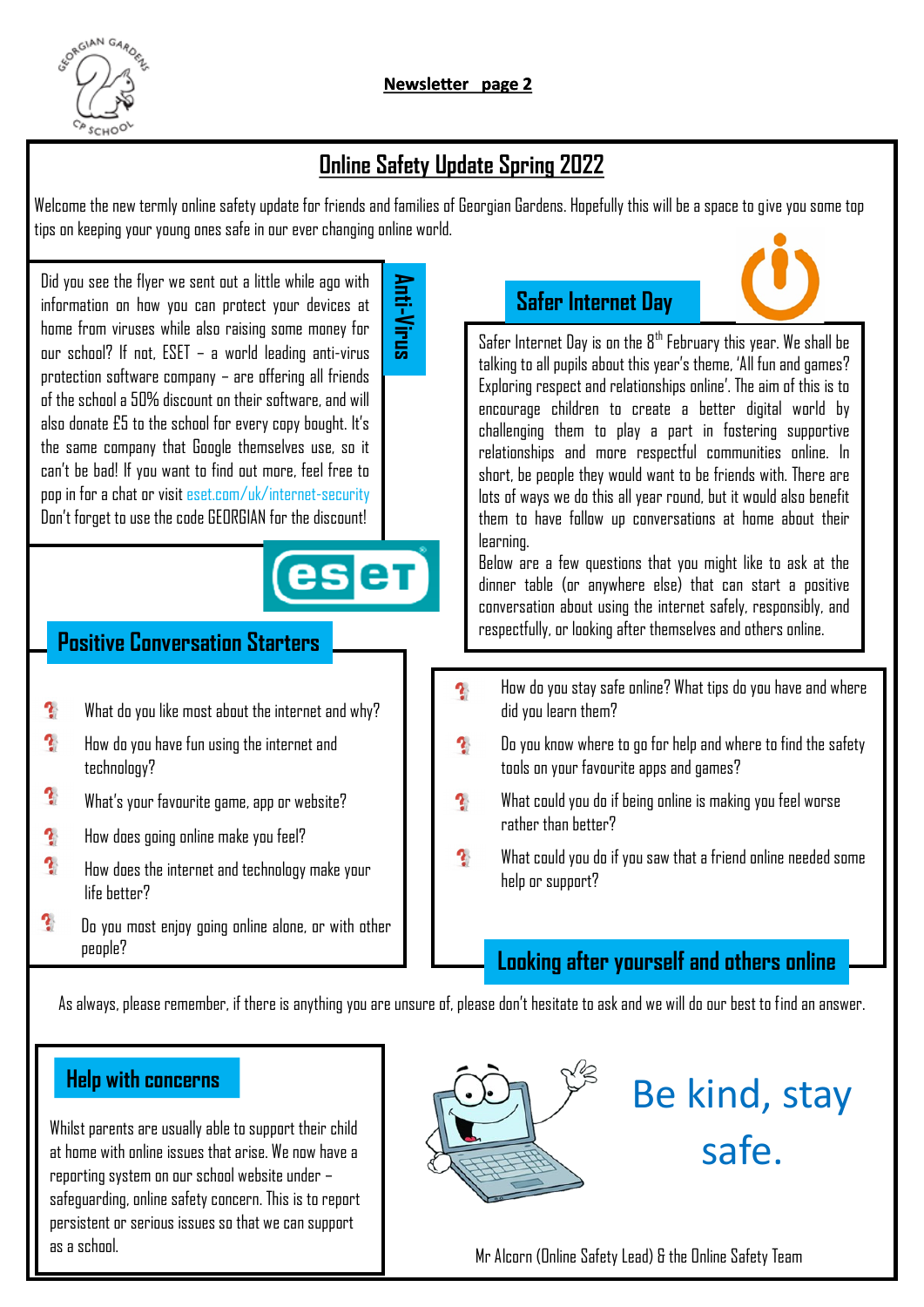Newsletter page 2

# Online Safety Update Spring 2022

Welcome the new termly online safety update for friends and families of Georgian Gardens. Hopefully this will be a space to give you some top tips on keeping your young ones safe in our ever changing online world.

## Anti-Virus

Did you see the flyer we sent out a little while ago with information on how you can protect your devices at home from viruses while also raising some money for our school? If not, ESET – a world leading anti-virus protection software company – are offering all friends of the school a 50% discount on their software, and will also donate £5 to the school for every copy bought. It's the same company that Google themselves use, so it can't be bad! If you want to find out more, feel free to pop in for a chat or visit eset.com/uk/internet-security Don't forget to use the code GEORGIAN for the discount!

## Safer Internet Day

Safer Internet Day is on the 8th February this year. We shall be talking to all pupils about this year's theme, 'All fun and games? Exploring respect and relationships online'. The aim of this is to encourage children to create a better digital world by challenging them to play a part in fostering supportive relationships and more respectful communities online. In short, be people they would want to be friends with. There are lots of ways we do this all year round, but it would also benefit them to have follow up conversations at home about their learning.

Below are a few questions that you might like to ask at the dinner table (or anywhere else) that can start a positive conversation about using the internet safely, responsibly, and respectfully, or looking after themselves and others online.

## Positive Conversation Starters

- What do you like most about the internet and why?
- How do you have fun using the internet and technology?
- What's your favourite game, app or website?
- How does going online make you feel?
- How does the internet and technology make your life better?
- Do you most enjoy going online alone, or with other people?

## Looking after yourself and others online

- How do you stay safe online? What tips do you have and where did you learn them?
- Do you know where to go for help and where to find the safety tools on your favourite apps and games?
- What could you do if being online is making you feel worse rather than better?
- What could you do if you saw that a friend online needed some help or support?

As always, please remember, if there is anything you are unsure of, please don't hesitate to ask and we will do our best to find an answer.

## Help with concerns

Whilst parents are usually able to support their child at home with online issues that arise. We now have a reporting system on our school website under – safeguarding, online safety concern. This is to report persistent or serious issues so that we can support as a school.

Be kind, stay safe.

Mr Alcorn (Online Safety Lead) & the Online Safety Team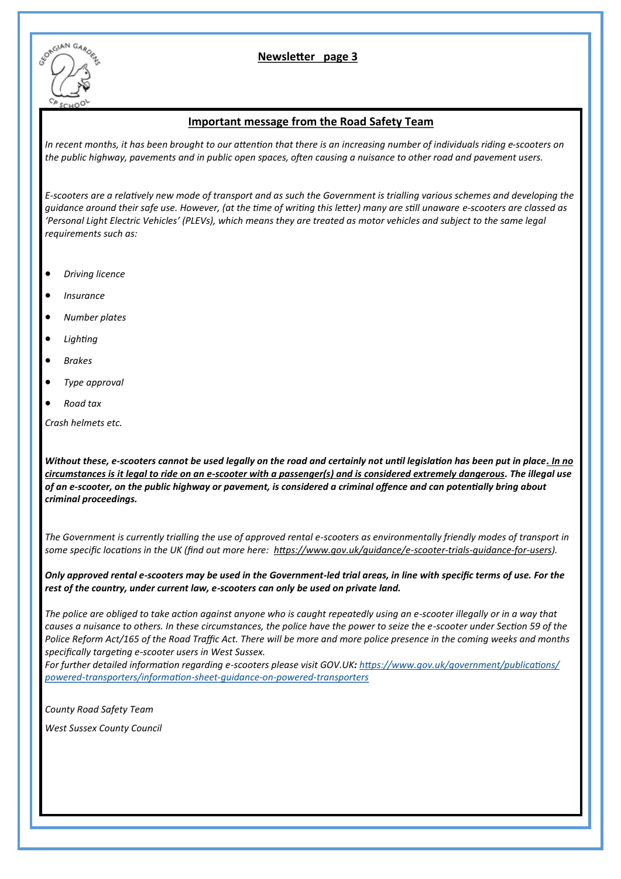**Newsletter page 3**

## Important message from the Road Safety Team

*In recent months, it has been brought to our attention that there is an increasing number of individuals riding e-scooters on the public highway, pavements and in public open spaces, often causing a nuisance to other road and pavement users.*

*E-scooters are a relatively new mode of transport and as such the Government is trialling various schemes and developing the guidance around their safe use. However, (at the time of writing this letter) many are still unaware e-scooters are classed as 'Personal Light Electric Vehicles' (PLEVs), which means they are treated as motor vehicles and subject to the same legal requirements such as:*

- *Driving licence*
- *Insurance*
- *Number plates*
- *Lighting*
- *Brakes*
- *Type approval*
- *Road tax*

*Crash helmets etc.*

***Without these, e-scooters cannot be used legally on the road and certainly not until legislation has been put in place. In no circumstances is it legal to ride on an e-scooter with a passenger(s) and is considered extremely dangerous. The illegal use of an e-scooter, on the public highway or pavement, is considered a criminal offence and can potentially bring about criminal proceedings.***

*The Government is currently trialling the use of approved rental e-scooters as environmentally friendly modes of transport in some specific locations in the UK (find out more here: https://www.gov.uk/guidance/e-scooter-trials-guidance-for-users).*

***Only approved rental e-scooters may be used in the Government-led trial areas, in line with specific terms of use. For the rest of the country, under current law, e-scooters can only be used on private land.***

*The police are obliged to take action against anyone who is caught repeatedly using an e-scooter illegally or in a way that causes a nuisance to others. In these circumstances, the police have the power to seize the e-scooter under Section 59 of the Police Reform Act/165 of the Road Traffic Act. There will be more and more police presence in the coming weeks and months specifically targeting e-scooter users in West Sussex.*
*For further detailed information regarding e-scooters please visit GOV.UK: https://www.gov.uk/government/publications/powered-transporters/information-sheet-guidance-on-powered-transporters*

*County Road Safety Team*

*West Sussex County Council*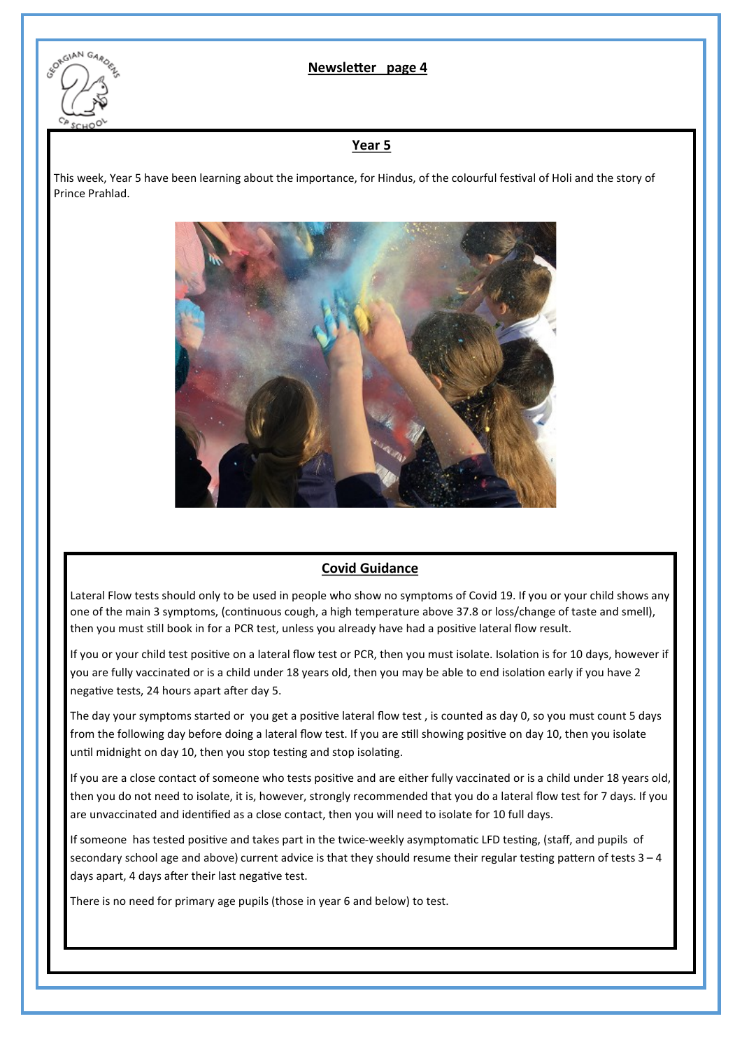## Newsletter page 4

### Year 5

This week, Year 5 have been learning about the importance, for Hindus, of the colourful festival of Holi and the story of Prince Prahlad.

### Covid Guidance

Lateral Flow tests should only to be used in people who show no symptoms of Covid 19. If you or your child shows any one of the main 3 symptoms, (continuous cough, a high temperature above 37.8 or loss/change of taste and smell), then you must still book in for a PCR test, unless you already have had a positive lateral flow result.

If you or your child test positive on a lateral flow test or PCR, then you must isolate. Isolation is for 10 days, however if you are fully vaccinated or is a child under 18 years old, then you may be able to end isolation early if you have 2 negative tests, 24 hours apart after day 5.

The day your symptoms started or you get a positive lateral flow test , is counted as day 0, so you must count 5 days from the following day before doing a lateral flow test. If you are still showing positive on day 10, then you isolate until midnight on day 10, then you stop testing and stop isolating.

If you are a close contact of someone who tests positive and are either fully vaccinated or is a child under 18 years old, then you do not need to isolate, it is, however, strongly recommended that you do a lateral flow test for 7 days. If you are unvaccinated and identified as a close contact, then you will need to isolate for 10 full days.

If someone has tested positive and takes part in the twice-weekly asymptomatic LFD testing, (staff, and pupils of secondary school age and above) current advice is that they should resume their regular testing pattern of tests 3 – 4 days apart, 4 days after their last negative test.

There is no need for primary age pupils (those in year 6 and below) to test.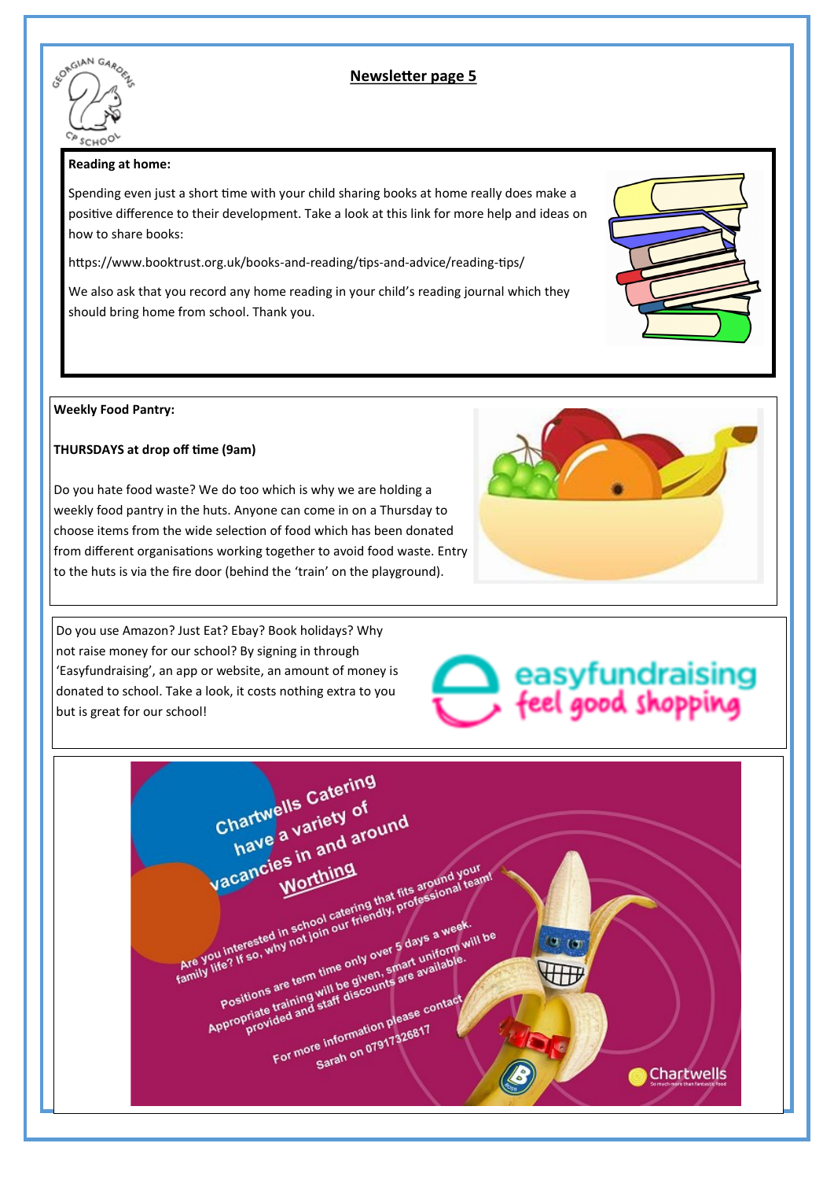## Newsletter page 5

**Reading at home:**

Spending even just a short time with your child sharing books at home really does make a positive difference to their development. Take a look at this link for more help and ideas on how to share books:

https://www.booktrust.org.uk/books-and-reading/tips-and-advice/reading-tips/

We also ask that you record any home reading in your child's reading journal which they should bring home from school. Thank you.

**Weekly Food Pantry:**

**THURSDAYS at drop off time (9am)**

Do you hate food waste? We do too which is why we are holding a weekly food pantry in the huts. Anyone can come in on a Thursday to choose items from the wide selection of food which has been donated from different organisations working together to avoid food waste. Entry to the huts is via the fire door (behind the 'train' on the playground).

Do you use Amazon? Just Eat? Ebay? Book holidays? Why not raise money for our school? By signing in through 'Easyfundraising', an app or website, an amount of money is donated to school. Take a look, it costs nothing extra to you but is great for our school!

easyfundraising
feel good shopping

Chartwells Catering have a variety of vacancies in and around **Worthing**

Are you interested in school catering that fits around your family life? If so, why not join our friendly, professional team!

Positions are term time only over 5 days a week. Appropriate training will be given, smart uniform will be provided and staff discounts are available.

For more information please contact Sarah on 07917326817

Chartwells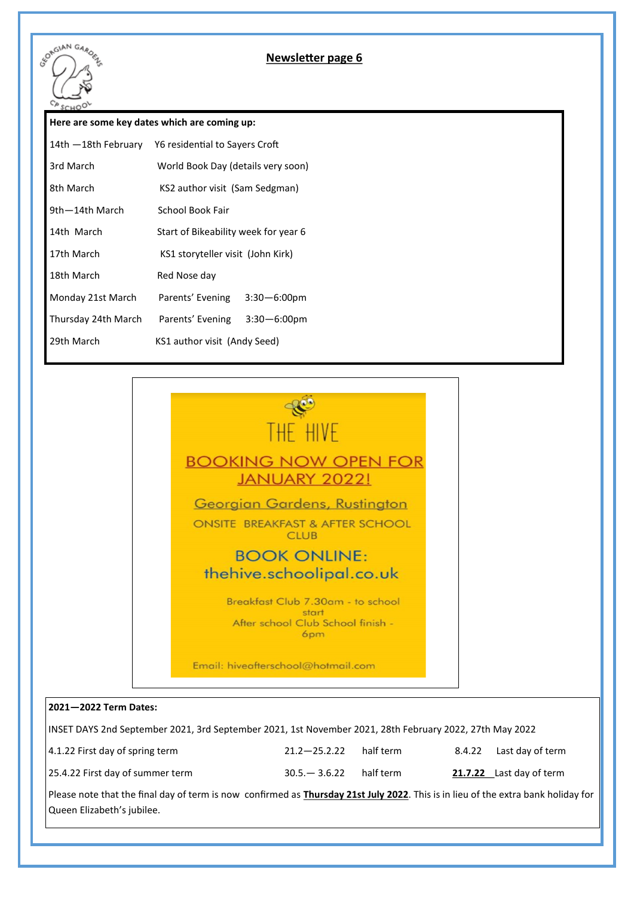## Newsletter page 6

**Here are some key dates which are coming up:**

| | |
|---|---|
| 14th —18th February | Y6 residential to Sayers Croft |
| 3rd March | World Book Day (details very soon) |
| 8th March | KS2 author visit (Sam Sedgman) |
| 9th—14th March | School Book Fair |
| 14th March | Start of Bikeability week for year 6 |
| 17th March | KS1 storyteller visit (John Kirk) |
| 18th March | Red Nose day |
| Monday 21st March | Parents' Evening 3:30—6:00pm |
| Thursday 24th March | Parents' Evening 3:30—6:00pm |
| 29th March | KS1 author visit (Andy Seed) |

THE HIVE

BOOKING NOW OPEN FOR JANUARY 2022!

Georgian Gardens, Rustington

ONSITE BREAKFAST & AFTER SCHOOL CLUB

BOOK ONLINE: thehive.schoolipal.co.uk

Breakfast Club 7.30am - to school start
After school Club School finish - 6pm

Email: hiveafterschool@hotmail.com

**2021—2022 Term Dates:**

INSET DAYS 2nd September 2021, 3rd September 2021, 1st November 2021, 28th February 2022, 27th May 2022

| | | | | |
|---|---|---|---|---|
| 4.1.22 First day of spring term | 21.2—25.2.22 | half term | 8.4.22 | Last day of term |
| 25.4.22 First day of summer term | 30.5.— 3.6.22 | half term | **21.7.22** | Last day of term |

Please note that the final day of term is now confirmed as **Thursday 21st July 2022**. This is in lieu of the extra bank holiday for Queen Elizabeth's jubilee.